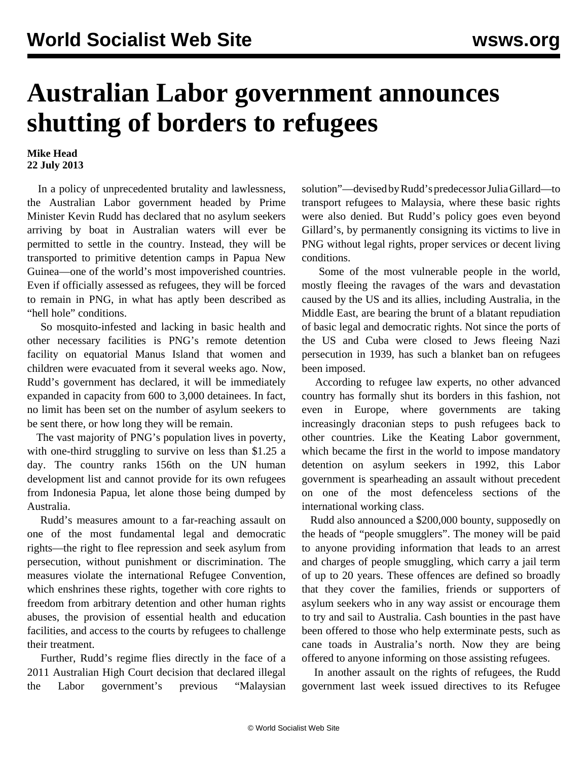# Australian Labor government announces shutting of borders to refugees

**Mike Head**
**22 July 2013**

In a policy of unprecedented brutality and lawlessness, the Australian Labor government headed by Prime Minister Kevin Rudd has declared that no asylum seekers arriving by boat in Australian waters will ever be permitted to settle in the country. Instead, they will be transported to primitive detention camps in Papua New Guinea—one of the world's most impoverished countries. Even if officially assessed as refugees, they will be forced to remain in PNG, in what has aptly been described as "hell hole" conditions.

So mosquito-infested and lacking in basic health and other necessary facilities is PNG's remote detention facility on equatorial Manus Island that women and children were evacuated from it several weeks ago. Now, Rudd's government has declared, it will be immediately expanded in capacity from 600 to 3,000 detainees. In fact, no limit has been set on the number of asylum seekers to be sent there, or how long they will be remain.

The vast majority of PNG's population lives in poverty, with one-third struggling to survive on less than $1.25 a day. The country ranks 156th on the UN human development list and cannot provide for its own refugees from Indonesia Papua, let alone those being dumped by Australia.

Rudd's measures amount to a far-reaching assault on one of the most fundamental legal and democratic rights—the right to flee repression and seek asylum from persecution, without punishment or discrimination. The measures violate the international Refugee Convention, which enshrines these rights, together with core rights to freedom from arbitrary detention and other human rights abuses, the provision of essential health and education facilities, and access to the courts by refugees to challenge their treatment.

Further, Rudd's regime flies directly in the face of a 2011 Australian High Court decision that declared illegal the Labor government's previous "Malaysian solution"—devised by Rudd's predecessor Julia Gillard—to transport refugees to Malaysia, where these basic rights were also denied. But Rudd's policy goes even beyond Gillard's, by permanently consigning its victims to live in PNG without legal rights, proper services or decent living conditions.

Some of the most vulnerable people in the world, mostly fleeing the ravages of the wars and devastation caused by the US and its allies, including Australia, in the Middle East, are bearing the brunt of a blatant repudiation of basic legal and democratic rights. Not since the ports of the US and Cuba were closed to Jews fleeing Nazi persecution in 1939, has such a blanket ban on refugees been imposed.

According to refugee law experts, no other advanced country has formally shut its borders in this fashion, not even in Europe, where governments are taking increasingly draconian steps to push refugees back to other countries. Like the Keating Labor government, which became the first in the world to impose mandatory detention on asylum seekers in 1992, this Labor government is spearheading an assault without precedent on one of the most defenceless sections of the international working class.

Rudd also announced a $200,000 bounty, supposedly on the heads of "people smugglers". The money will be paid to anyone providing information that leads to an arrest and charges of people smuggling, which carry a jail term of up to 20 years. These offences are defined so broadly that they cover the families, friends or supporters of asylum seekers who in any way assist or encourage them to try and sail to Australia. Cash bounties in the past have been offered to those who help exterminate pests, such as cane toads in Australia's north. Now they are being offered to anyone informing on those assisting refugees.

In another assault on the rights of refugees, the Rudd government last week issued directives to its Refugee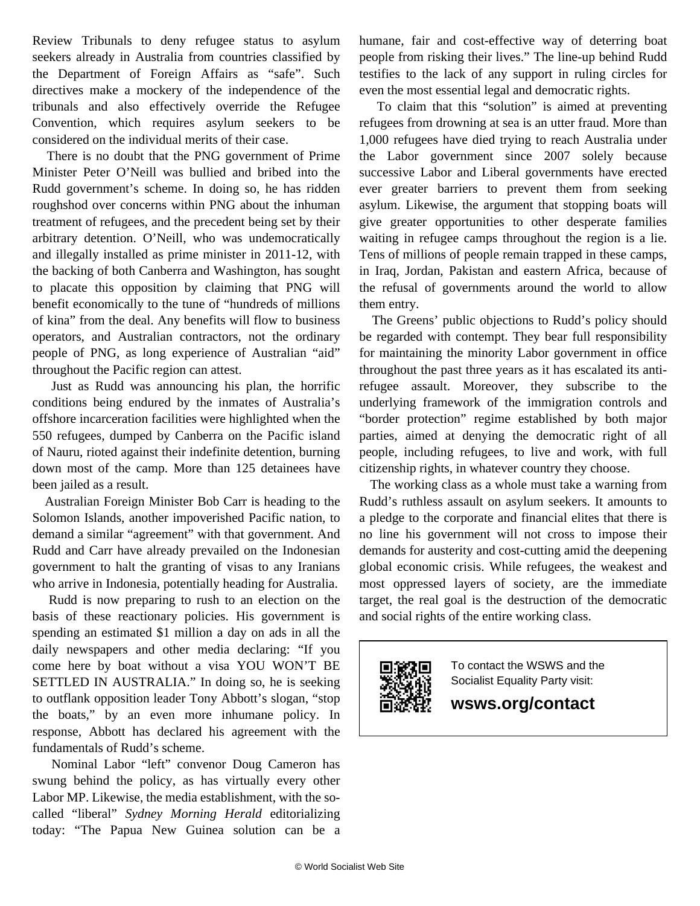Review Tribunals to deny refugee status to asylum seekers already in Australia from countries classified by the Department of Foreign Affairs as "safe". Such directives make a mockery of the independence of the tribunals and also effectively override the Refugee Convention, which requires asylum seekers to be considered on the individual merits of their case.

There is no doubt that the PNG government of Prime Minister Peter O'Neill was bullied and bribed into the Rudd government's scheme. In doing so, he has ridden roughshod over concerns within PNG about the inhuman treatment of refugees, and the precedent being set by their arbitrary detention. O'Neill, who was undemocratically and illegally installed as prime minister in 2011-12, with the backing of both Canberra and Washington, has sought to placate this opposition by claiming that PNG will benefit economically to the tune of "hundreds of millions of kina" from the deal. Any benefits will flow to business operators, and Australian contractors, not the ordinary people of PNG, as long experience of Australian "aid" throughout the Pacific region can attest.

Just as Rudd was announcing his plan, the horrific conditions being endured by the inmates of Australia's offshore incarceration facilities were highlighted when the 550 refugees, dumped by Canberra on the Pacific island of Nauru, rioted against their indefinite detention, burning down most of the camp. More than 125 detainees have been jailed as a result.

Australian Foreign Minister Bob Carr is heading to the Solomon Islands, another impoverished Pacific nation, to demand a similar "agreement" with that government. And Rudd and Carr have already prevailed on the Indonesian government to halt the granting of visas to any Iranians who arrive in Indonesia, potentially heading for Australia.

Rudd is now preparing to rush to an election on the basis of these reactionary policies. His government is spending an estimated $1 million a day on ads in all the daily newspapers and other media declaring: "If you come here by boat without a visa YOU WON'T BE SETTLED IN AUSTRALIA." In doing so, he is seeking to outflank opposition leader Tony Abbott's slogan, "stop the boats," by an even more inhumane policy. In response, Abbott has declared his agreement with the fundamentals of Rudd's scheme.

Nominal Labor "left" convenor Doug Cameron has swung behind the policy, as has virtually every other Labor MP. Likewise, the media establishment, with the so-called "liberal" *Sydney Morning Herald* editorializing today: "The Papua New Guinea solution can be a humane, fair and cost-effective way of deterring boat people from risking their lives." The line-up behind Rudd testifies to the lack of any support in ruling circles for even the most essential legal and democratic rights.

To claim that this "solution" is aimed at preventing refugees from drowning at sea is an utter fraud. More than 1,000 refugees have died trying to reach Australia under the Labor government since 2007 solely because successive Labor and Liberal governments have erected ever greater barriers to prevent them from seeking asylum. Likewise, the argument that stopping boats will give greater opportunities to other desperate families waiting in refugee camps throughout the region is a lie. Tens of millions of people remain trapped in these camps, in Iraq, Jordan, Pakistan and eastern Africa, because of the refusal of governments around the world to allow them entry.

The Greens' public objections to Rudd's policy should be regarded with contempt. They bear full responsibility for maintaining the minority Labor government in office throughout the past three years as it has escalated its anti-refugee assault. Moreover, they subscribe to the underlying framework of the immigration controls and "border protection" regime established by both major parties, aimed at denying the democratic right of all people, including refugees, to live and work, with full citizenship rights, in whatever country they choose.

The working class as a whole must take a warning from Rudd's ruthless assault on asylum seekers. It amounts to a pledge to the corporate and financial elites that there is no line his government will not cross to impose their demands for austerity and cost-cutting amid the deepening global economic crisis. While refugees, the weakest and most oppressed layers of society, are the immediate target, the real goal is the destruction of the democratic and social rights of the entire working class.

To contact the WSWS and the Socialist Equality Party visit:

**wsws.org/contact**